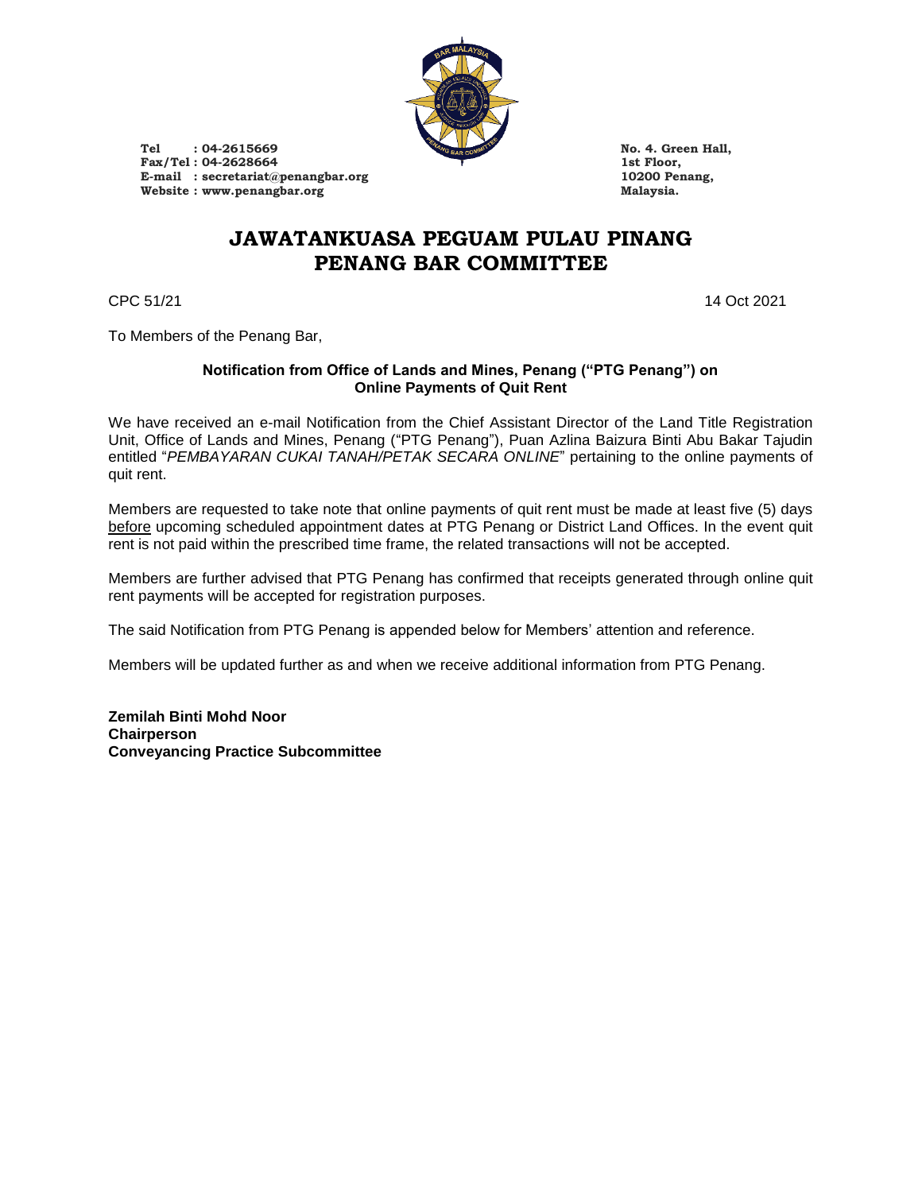**Tel : 04-2615669**
**Fax/Tel : 04-2628664**
**E-mail : secretariat@penangbar.org**
**Website : www.penangbar.org**

**No. 4. Green Hall,**
**1st Floor,**
**10200 Penang,**
**Malaysia.**

# JAWATANKUASA PEGUAM PULAU PINANG
# PENANG BAR COMMITTEE

CPC 51/21

14 Oct 2021

To Members of the Penang Bar,

**Notification from Office of Lands and Mines, Penang ("PTG Penang") on Online Payments of Quit Rent**

We have received an e-mail Notification from the Chief Assistant Director of the Land Title Registration Unit, Office of Lands and Mines, Penang ("PTG Penang"), Puan Azlina Baizura Binti Abu Bakar Tajudin entitled "*PEMBAYARAN CUKAI TANAH/PETAK SECARA ONLINE*" pertaining to the online payments of quit rent.

Members are requested to take note that online payments of quit rent must be made at least five (5) days <u>before</u> upcoming scheduled appointment dates at PTG Penang or District Land Offices. In the event quit rent is not paid within the prescribed time frame, the related transactions will not be accepted.

Members are further advised that PTG Penang has confirmed that receipts generated through online quit rent payments will be accepted for registration purposes.

The said Notification from PTG Penang is appended below for Members' attention and reference.

Members will be updated further as and when we receive additional information from PTG Penang.

**Zemilah Binti Mohd Noor**
**Chairperson**
**Conveyancing Practice Subcommittee**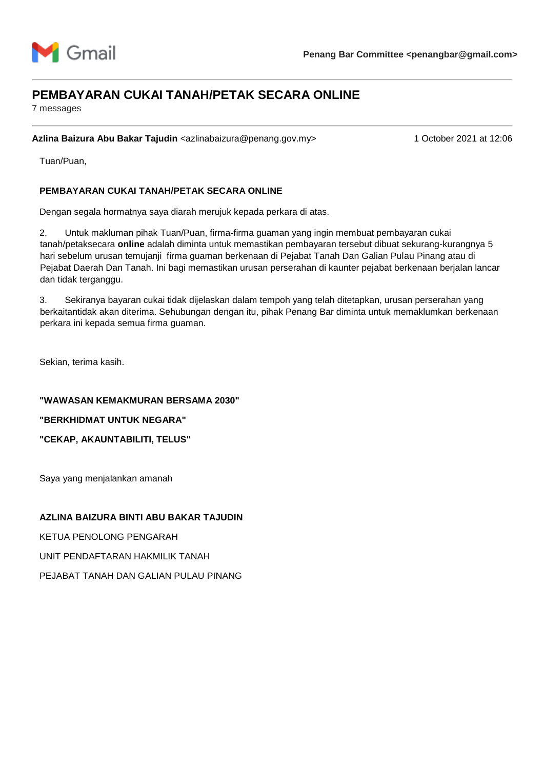Gmail

**Penang Bar Committee <penangbar@gmail.com>**

---

# PEMBAYARAN CUKAI TANAH/PETAK SECARA ONLINE

7 messages

---

**Azlina Baizura Abu Bakar Tajudin** <azlinabaizura@penang.gov.my> 1 October 2021 at 12:06

Tuan/Puan,

**PEMBAYARAN CUKAI TANAH/PETAK SECARA ONLINE**

Dengan segala hormatnya saya diarah merujuk kepada perkara di atas.

2. Untuk makluman pihak Tuan/Puan, firma-firma guaman yang ingin membuat pembayaran cukai tanah/petaksecara **online** adalah diminta untuk memastikan pembayaran tersebut dibuat sekurang-kurangnya 5 hari sebelum urusan temujanji firma guaman berkenaan di Pejabat Tanah Dan Galian Pulau Pinang atau di Pejabat Daerah Dan Tanah. Ini bagi memastikan urusan perserahan di kaunter pejabat berkenaan berjalan lancar dan tidak terganggu.

3. Sekiranya bayaran cukai tidak dijelaskan dalam tempoh yang telah ditetapkan, urusan perserahan yang berkaitantidak akan diterima. Sehubungan dengan itu, pihak Penang Bar diminta untuk memaklumkan berkenaan perkara ini kepada semua firma guaman.

Sekian, terima kasih.

**"WAWASAN KEMAKMURAN BERSAMA 2030"**

**"BERKHIDMAT UNTUK NEGARA"**

**"CEKAP, AKAUNTABILITI, TELUS"**

Saya yang menjalankan amanah

**AZLINA BAIZURA BINTI ABU BAKAR TAJUDIN**

KETUA PENOLONG PENGARAH

UNIT PENDAFTARAN HAKMILIK TANAH

PEJABAT TANAH DAN GALIAN PULAU PINANG